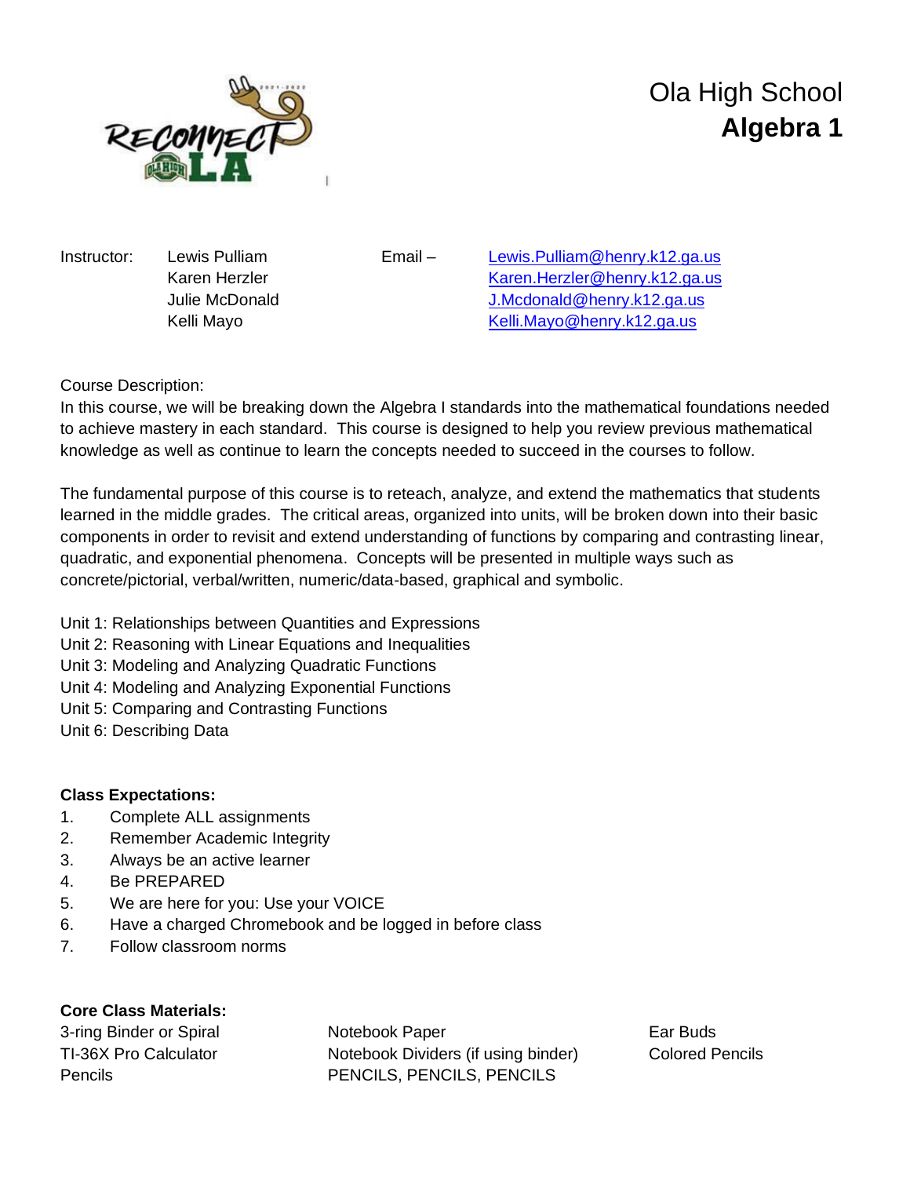# Ola High School
## Algebra 1

| Instructor: | | Email – |
|---|---|---|
| | Lewis Pulliam | Lewis.Pulliam@henry.k12.ga.us |
| | Karen Herzler | Karen.Herzler@henry.k12.ga.us |
| | Julie McDonald | J.Mcdonald@henry.k12.ga.us |
| | Kelli Mayo | Kelli.Mayo@henry.k12.ga.us |

Course Description:
In this course, we will be breaking down the Algebra I standards into the mathematical foundations needed to achieve mastery in each standard. This course is designed to help you review previous mathematical knowledge as well as continue to learn the concepts needed to succeed in the courses to follow.

The fundamental purpose of this course is to reteach, analyze, and extend the mathematics that students learned in the middle grades. The critical areas, organized into units, will be broken down into their basic components in order to revisit and extend understanding of functions by comparing and contrasting linear, quadratic, and exponential phenomena. Concepts will be presented in multiple ways such as concrete/pictorial, verbal/written, numeric/data-based, graphical and symbolic.

Unit 1: Relationships between Quantities and Expressions
Unit 2: Reasoning with Linear Equations and Inequalities
Unit 3: Modeling and Analyzing Quadratic Functions
Unit 4: Modeling and Analyzing Exponential Functions
Unit 5: Comparing and Contrasting Functions
Unit 6: Describing Data

**Class Expectations:**

1. Complete ALL assignments
2. Remember Academic Integrity
3. Always be an active learner
4. Be PREPARED
5. We are here for you: Use your VOICE
6. Have a charged Chromebook and be logged in before class
7. Follow classroom norms

**Core Class Materials:**

| | | |
|---|---|---|
| 3-ring Binder or Spiral | Notebook Paper | Ear Buds |
| TI-36X Pro Calculator | Notebook Dividers (if using binder) | Colored Pencils |
| Pencils | PENCILS, PENCILS, PENCILS | |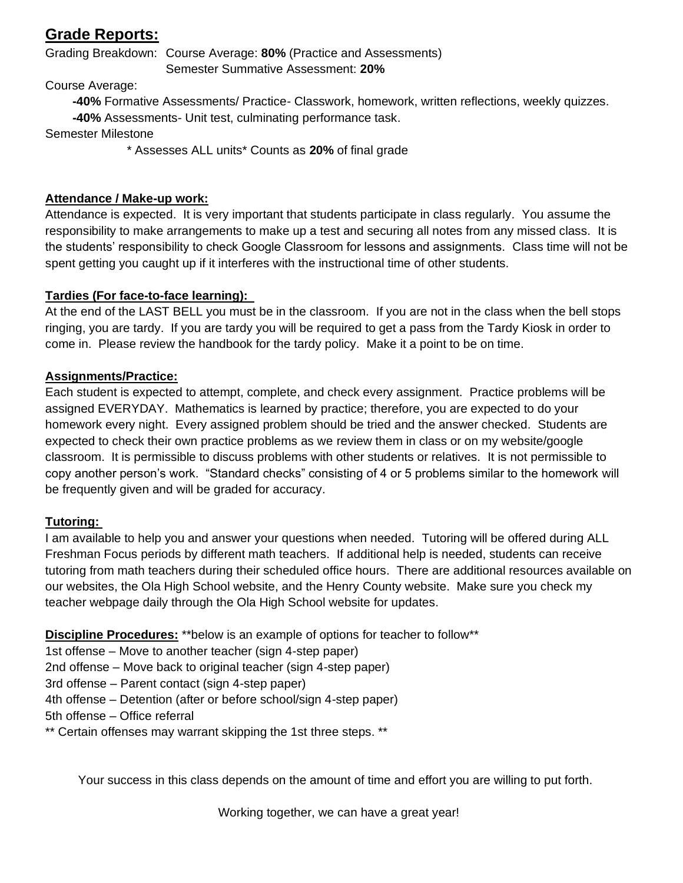## Grade Reports:

Grading Breakdown: Course Average: **80%** (Practice and Assessments)
Semester Summative Assessment: **20%**

Course Average:

**-40%** Formative Assessments/ Practice- Classwork, homework, written reflections, weekly quizzes.
**-40%** Assessments- Unit test, culminating performance task.

Semester Milestone

* Assesses ALL units* Counts as **20%** of final grade

**Attendance / Make-up work:**

Attendance is expected. It is very important that students participate in class regularly. You assume the responsibility to make arrangements to make up a test and securing all notes from any missed class. It is the students' responsibility to check Google Classroom for lessons and assignments. Class time will not be spent getting you caught up if it interferes with the instructional time of other students.

**Tardies (For face-to-face learning):**

At the end of the LAST BELL you must be in the classroom. If you are not in the class when the bell stops ringing, you are tardy. If you are tardy you will be required to get a pass from the Tardy Kiosk in order to come in. Please review the handbook for the tardy policy. Make it a point to be on time.

**Assignments/Practice:**

Each student is expected to attempt, complete, and check every assignment. Practice problems will be assigned EVERYDAY. Mathematics is learned by practice; therefore, you are expected to do your homework every night. Every assigned problem should be tried and the answer checked. Students are expected to check their own practice problems as we review them in class or on my website/google classroom. It is permissible to discuss problems with other students or relatives. It is not permissible to copy another person's work. "Standard checks" consisting of 4 or 5 problems similar to the homework will be frequently given and will be graded for accuracy.

**Tutoring:**

I am available to help you and answer your questions when needed. Tutoring will be offered during ALL Freshman Focus periods by different math teachers. If additional help is needed, students can receive tutoring from math teachers during their scheduled office hours. There are additional resources available on our websites, the Ola High School website, and the Henry County website. Make sure you check my teacher webpage daily through the Ola High School website for updates.

**Discipline Procedures:** **below is an example of options for teacher to follow**

1st offense – Move to another teacher (sign 4-step paper)
2nd offense – Move back to original teacher (sign 4-step paper)
3rd offense – Parent contact (sign 4-step paper)
4th offense – Detention (after or before school/sign 4-step paper)
5th offense – Office referral
** Certain offenses may warrant skipping the 1st three steps. **

Your success in this class depends on the amount of time and effort you are willing to put forth.

Working together, we can have a great year!